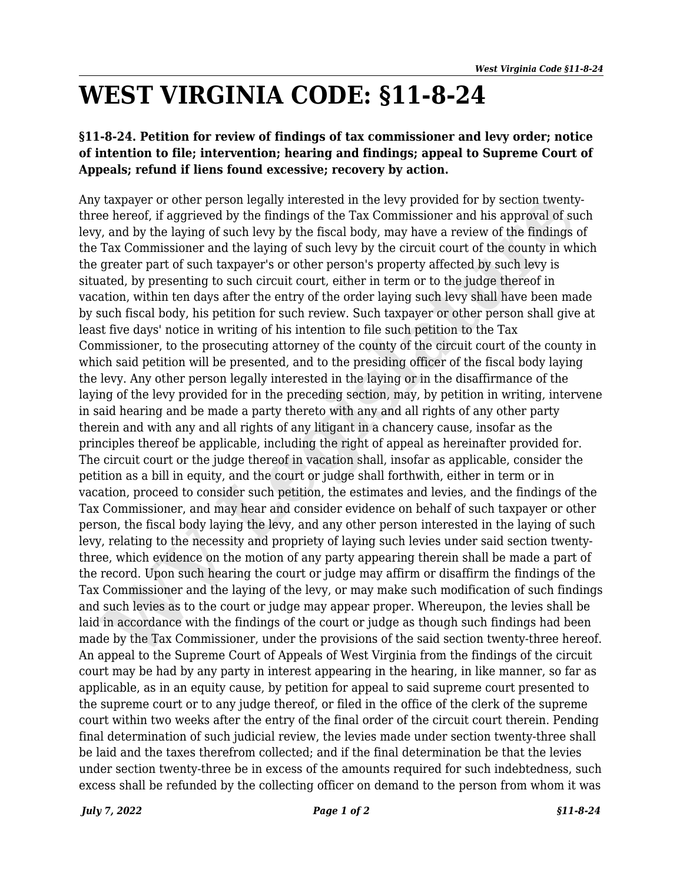# WEST VIRGINIA CODE: §11-8-24

### §11-8-24. Petition for review of findings of tax commissioner and levy order; notice of intention to file; intervention; hearing and findings; appeal to Supreme Court of Appeals; refund if liens found excessive; recovery by action.

Any taxpayer or other person legally interested in the levy provided for by section twenty-three hereof, if aggrieved by the findings of the Tax Commissioner and his approval of such levy, and by the laying of such levy by the fiscal body, may have a review of the findings of the Tax Commissioner and the laying of such levy by the circuit court of the county in which the greater part of such taxpayer's or other person's property affected by such levy is situated, by presenting to such circuit court, either in term or to the judge thereof in vacation, within ten days after the entry of the order laying such levy shall have been made by such fiscal body, his petition for such review. Such taxpayer or other person shall give at least five days' notice in writing of his intention to file such petition to the Tax Commissioner, to the prosecuting attorney of the county of the circuit court of the county in which said petition will be presented, and to the presiding officer of the fiscal body laying the levy. Any other person legally interested in the laying or in the disaffirmance of the laying of the levy provided for in the preceding section, may, by petition in writing, intervene in said hearing and be made a party thereto with any and all rights of any other party therein and with any and all rights of any litigant in a chancery cause, insofar as the principles thereof be applicable, including the right of appeal as hereinafter provided for. The circuit court or the judge thereof in vacation shall, insofar as applicable, consider the petition as a bill in equity, and the court or judge shall forthwith, either in term or in vacation, proceed to consider such petition, the estimates and levies, and the findings of the Tax Commissioner, and may hear and consider evidence on behalf of such taxpayer or other person, the fiscal body laying the levy, and any other person interested in the laying of such levy, relating to the necessity and propriety of laying such levies under said section twenty-three, which evidence on the motion of any party appearing therein shall be made a part of the record. Upon such hearing the court or judge may affirm or disaffirm the findings of the Tax Commissioner and the laying of the levy, or may make such modification of such findings and such levies as to the court or judge may appear proper. Whereupon, the levies shall be laid in accordance with the findings of the court or judge as though such findings had been made by the Tax Commissioner, under the provisions of the said section twenty-three hereof. An appeal to the Supreme Court of Appeals of West Virginia from the findings of the circuit court may be had by any party in interest appearing in the hearing, in like manner, so far as applicable, as in an equity cause, by petition for appeal to said supreme court presented to the supreme court or to any judge thereof, or filed in the office of the clerk of the supreme court within two weeks after the entry of the final order of the circuit court therein. Pending final determination of such judicial review, the levies made under section twenty-three shall be laid and the taxes therefrom collected; and if the final determination be that the levies under section twenty-three be in excess of the amounts required for such indebtedness, such excess shall be refunded by the collecting officer on demand to the person from whom it was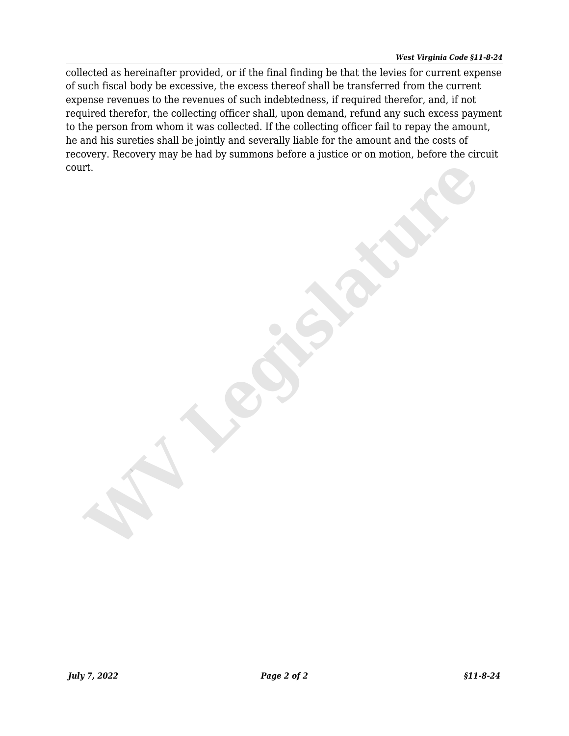collected as hereinafter provided, or if the final finding be that the levies for current expense of such fiscal body be excessive, the excess thereof shall be transferred from the current expense revenues to the revenues of such indebtedness, if required therefor, and, if not required therefor, the collecting officer shall, upon demand, refund any such excess payment to the person from whom it was collected. If the collecting officer fail to repay the amount, he and his sureties shall be jointly and severally liable for the amount and the costs of recovery. Recovery may be had by summons before a justice or on motion, before the circuit court.